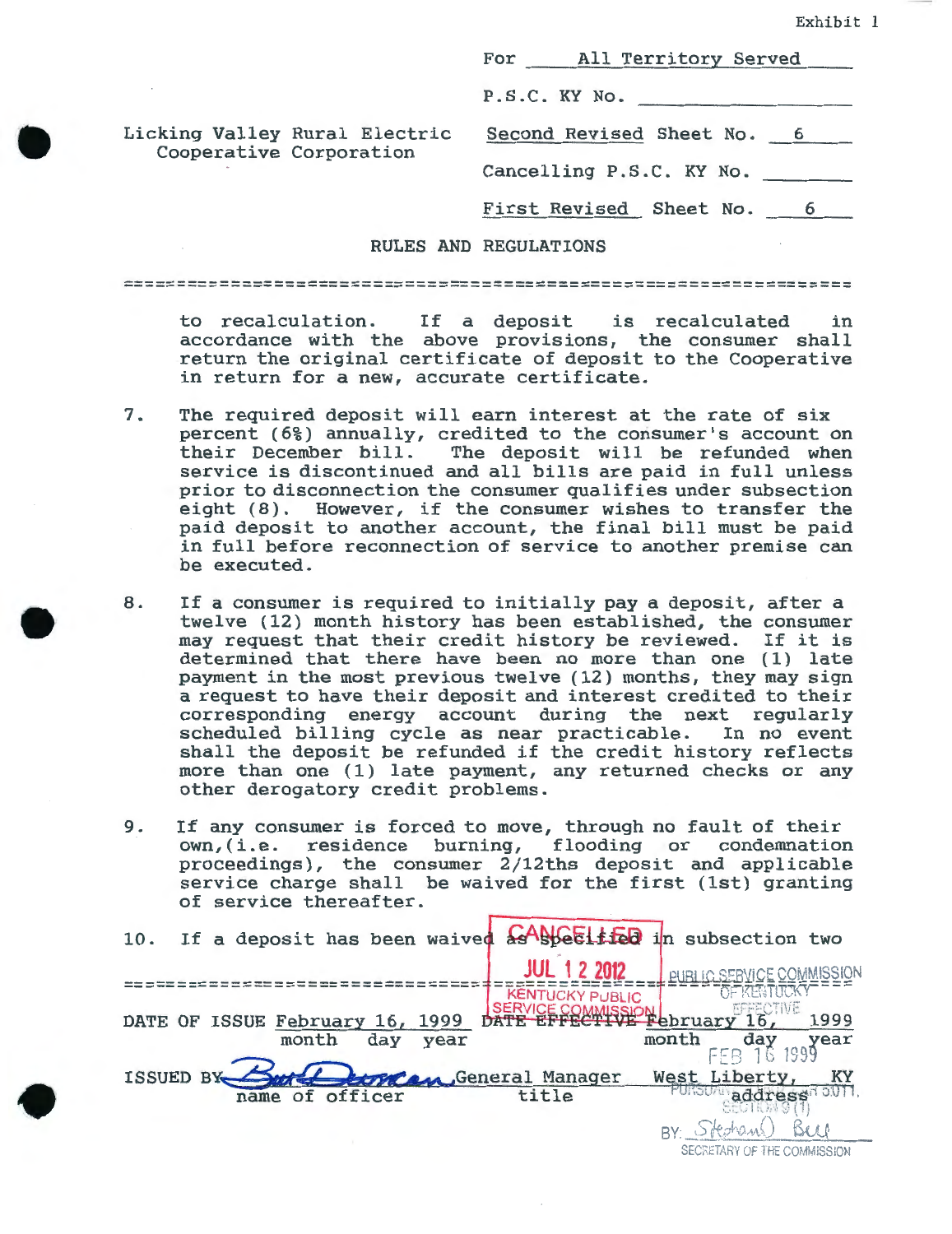Exhibit 1

| | |
|---|---|
| | For All Territory Served |
| | P.S.C. KY No. |
| Licking Valley Rural Electric Cooperative Corporation | Second Revised Sheet No. 6 |
| | Cancelling P.S.C. KY No. |
| | First Revised Sheet No. 6 |

## RULES AND REGULATIONS

to recalculation. If a deposit is recalculated in accordance with the above provisions, the consumer shall return the original certificate of deposit to the Cooperative in return for a new, accurate certificate.

7. The required deposit will earn interest at the rate of six percent (6%) annually, credited to the consumer's account on their December bill. The deposit will be refunded when service is discontinued and all bills are paid in full unless prior to disconnection the consumer qualifies under subsection eight (8). However, if the consumer wishes to transfer the paid deposit to another account, the final bill must be paid in full before reconnection of service to another premise can be executed.

8. If a consumer is required to initially pay a deposit, after a twelve (12) month history has been established, the consumer may request that their credit history be reviewed. If it is determined that there have been no more than one (1) late payment in the most previous twelve (12) months, they may sign a request to have their deposit and interest credited to their corresponding energy account during the next regularly scheduled billing cycle as near practicable. In no event shall the deposit be refunded if the credit history reflects more than one (1) late payment, any returned checks or any other derogatory credit problems.

9. If any consumer is forced to move, through no fault of their own,(i.e. residence burning, flooding or condemnation proceedings), the consumer 2/12ths deposit and applicable service charge shall be waived for the first (1st) granting of service thereafter.

10. If a deposit has been waived as specified in subsection two

CANCELLED
JUL 1 2 2012
KENTUCKY PUBLIC SERVICE COMMISSION

DATE OF ISSUE February 16, 1999 (month day year)

DATE EFFECTIVE February 16, 1999 (month day year)

ISSUED BY [signature] General Manager West Liberty, KY
(name of officer) (title) (address)

PUBLIC SERVICE COMMISSION OF KENTUCKY EFFECTIVE FEB 16 1999 PURSUANT TO 807 KAR 5:011, SECTION 9 (1) BY: Stephan O Bell SECRETARY OF THE COMMISSION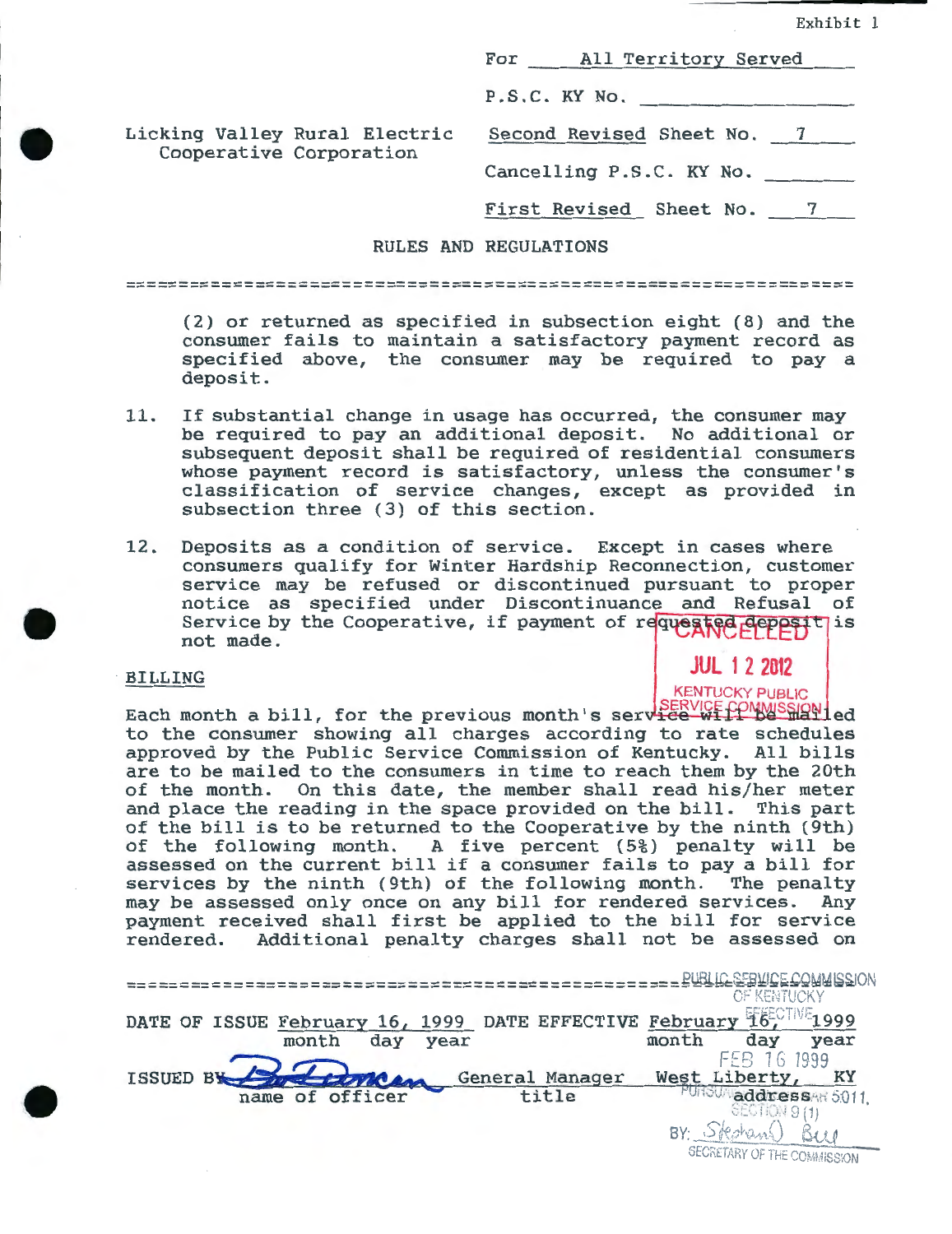Exhibit 1

Licking Valley Rural Electric Cooperative Corporation

For All Territory Served

P.S.C. KY No. \_\_\_\_\_\_\_\_

Second Revised Sheet No. 7

Cancelling P.S.C. KY No. \_\_\_\_\_\_\_\_

First Revised Sheet No. 7

RULES AND REGULATIONS

(2) or returned as specified in subsection eight (8) and the consumer fails to maintain a satisfactory payment record as specified above, the consumer may be required to pay a deposit.

11. If substantial change in usage has occurred, the consumer may be required to pay an additional deposit. No additional or subsequent deposit shall be required of residential consumers whose payment record is satisfactory, unless the consumer's classification of service changes, except as provided in subsection three (3) of this section.

12. Deposits as a condition of service. Except in cases where consumers qualify for Winter Hardship Reconnection, customer service may be refused or discontinued pursuant to proper notice as specified under Discontinuance and Refusal of Service by the Cooperative, if payment of requested deposit is not made.

CANCELLED
JUL 12 2012
KENTUCKY PUBLIC SERVICE COMMISSION

BILLING

Each month a bill, for the previous month's service will be mailed to the consumer showing all charges according to rate schedules approved by the Public Service Commission of Kentucky. All bills are to be mailed to the consumers in time to reach them by the 20th of the month. On this date, the member shall read his/her meter and place the reading in the space provided on the bill. This part of the bill is to be returned to the Cooperative by the ninth (9th) of the following month. A five percent (5%) penalty will be assessed on the current bill if a consumer fails to pay a bill for services by the ninth (9th) of the following month. The penalty may be assessed only once on any bill for rendered services. Any payment received shall first be applied to the bill for service rendered. Additional penalty charges shall not be assessed on

DATE OF ISSUE February 16, 1999 (month day year) DATE EFFECTIVE February 16, 1999 (month day year)

ISSUED BY [signature] (name of officer) General Manager (title) West Liberty, KY (address)

PUBLIC SERVICE COMMISSION OF KENTUCKY EFFECTIVE FEB 16 1999 PURSUANT TO 807 KAR 5:011, SECTION 9 (1) BY: Stephan O Bell SECRETARY OF THE COMMISSION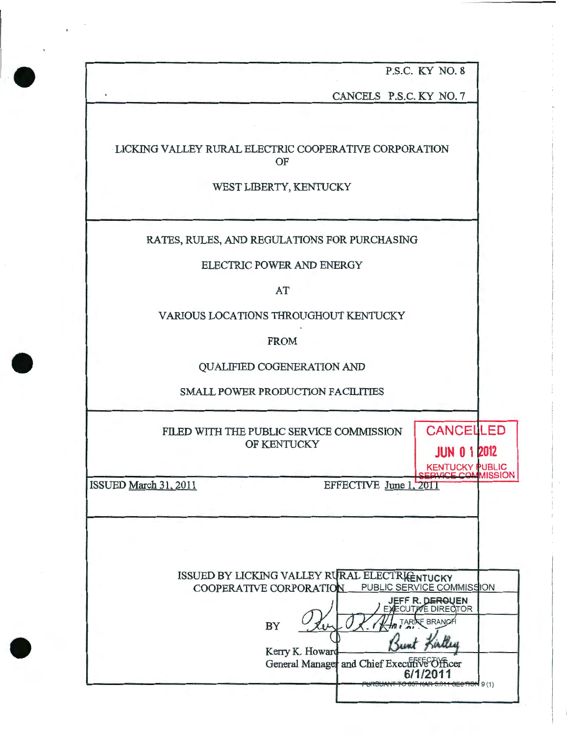P.S.C. KY NO. 8

CANCELS P.S.C. KY NO. 7

LICKING VALLEY RURAL ELECTRIC COOPERATIVE CORPORATION
OF
WEST LIBERTY, KENTUCKY

RATES, RULES, AND REGULATIONS FOR PURCHASING
ELECTRIC POWER AND ENERGY
AT
VARIOUS LOCATIONS THROUGHOUT KENTUCKY
FROM
QUALIFIED COGENERATION AND
SMALL POWER PRODUCTION FACILITIES

FILED WITH THE PUBLIC SERVICE COMMISSION
OF KENTUCKY

CANCELLED
JUN 0 1 2012
KENTUCKY PUBLIC
SERVICE COMMISSION

ISSUED March 31, 2011 EFFECTIVE June 1, 2011

ISSUED BY LICKING VALLEY RURAL ELECTRIC
COOPERATIVE CORPORATION

BY

Kerry K. Howard
General Manager and Chief Executive Officer

KENTUCKY
PUBLIC SERVICE COMMISSION
JEFF R. DEROUEN
EXECUTIVE DIRECTOR
TARIFF BRANCH
Brent Kirtley
EFFECTIVE
6/1/2011
PURSUANT TO 807 KAR 5:011 SECTION 9 (1)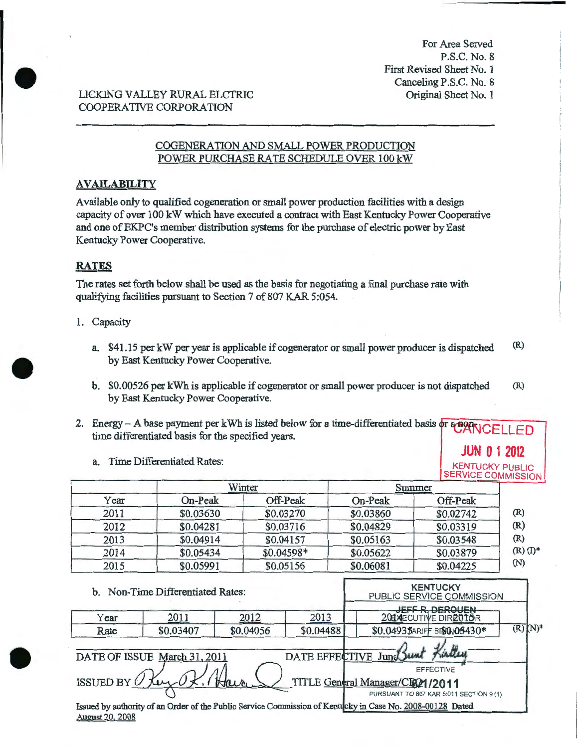For Area Served
P.S.C. No. 8
First Revised Sheet No. 1
Canceling P.S.C. No. 8
Original Sheet No. 1

LICKING VALLEY RURAL ELCTRIC
COOPERATIVE CORPORATION

## COGENERATION AND SMALL POWER PRODUCTION POWER PURCHASE RATE SCHEDULE OVER 100 kW

### AVAILABILITY

Available only to qualified cogeneration or small power production facilities with a design capacity of over 100 kW which have executed a contract with East Kentucky Power Cooperative and one of EKPC's member distribution systems for the purchase of electric power by East Kentucky Power Cooperative.

### RATES

The rates set forth below shall be used as the basis for negotiating a final purchase rate with qualifying facilities pursuant to Section 7 of 807 KAR 5:054.

1. Capacity

   a. $41.15 per kW per year is applicable if cogenerator or small power producer is dispatched by East Kentucky Power Cooperative. (R)

   b. $0.00526 per kWh is applicable if cogenerator or small power producer is not dispatched by East Kentucky Power Cooperative. (R)

2. Energy – A base payment per kWh is listed below for a time-differentiated basis or a non-time differentiated basis for the specified years.

   a. Time Differentiated Rates:

| | Winter | | Summer | | |
|---|---|---|---|---|---|
| Year | On-Peak | Off-Peak | On-Peak | Off-Peak | |
| 2011 | $0.03630 | $0.03270 | $0.03860 | $0.02742 | (R) |
| 2012 | $0.04281 | $0.03716 | $0.04829 | $0.03319 | (R) |
| 2013 | $0.04914 | $0.04157 | $0.05163 | $0.03548 | (R) |
| 2014 | $0.05434 | $0.04598* | $0.05622 | $0.03879 | (R) (I)* |
| 2015 | $0.05991 | $0.05156 | $0.06081 | $0.04225 | (N) |

   b. Non-Time Differentiated Rates:

| Year | 2011 | 2012 | 2013 | 2014 | 2015 | |
|---|---|---|---|---|---|---|
| Rate | $0.03407 | $0.04056 | $0.04488 | $0.04935 | $0.05430* | (R) (N)* |

DATE OF ISSUE March 31, 2011 DATE EFFECTIVE June 1, 2011

ISSUED BY [signature] TITLE General Manager/CEO

Issued by authority of an Order of the Public Service Commission of Kentucky in Case No. 2008-00128 Dated August 20, 2008

CANCELLED
JUN 0 1 2012
KENTUCKY PUBLIC SERVICE COMMISSION

KENTUCKY PUBLIC SERVICE COMMISSION
JEFF R. DEROUEN
EXECUTIVE DIRECTOR
TARIFF BRANCH
[signature]
EFFECTIVE
6/1/2011
PURSUANT TO 807 KAR 5:011 SECTION 9 (1)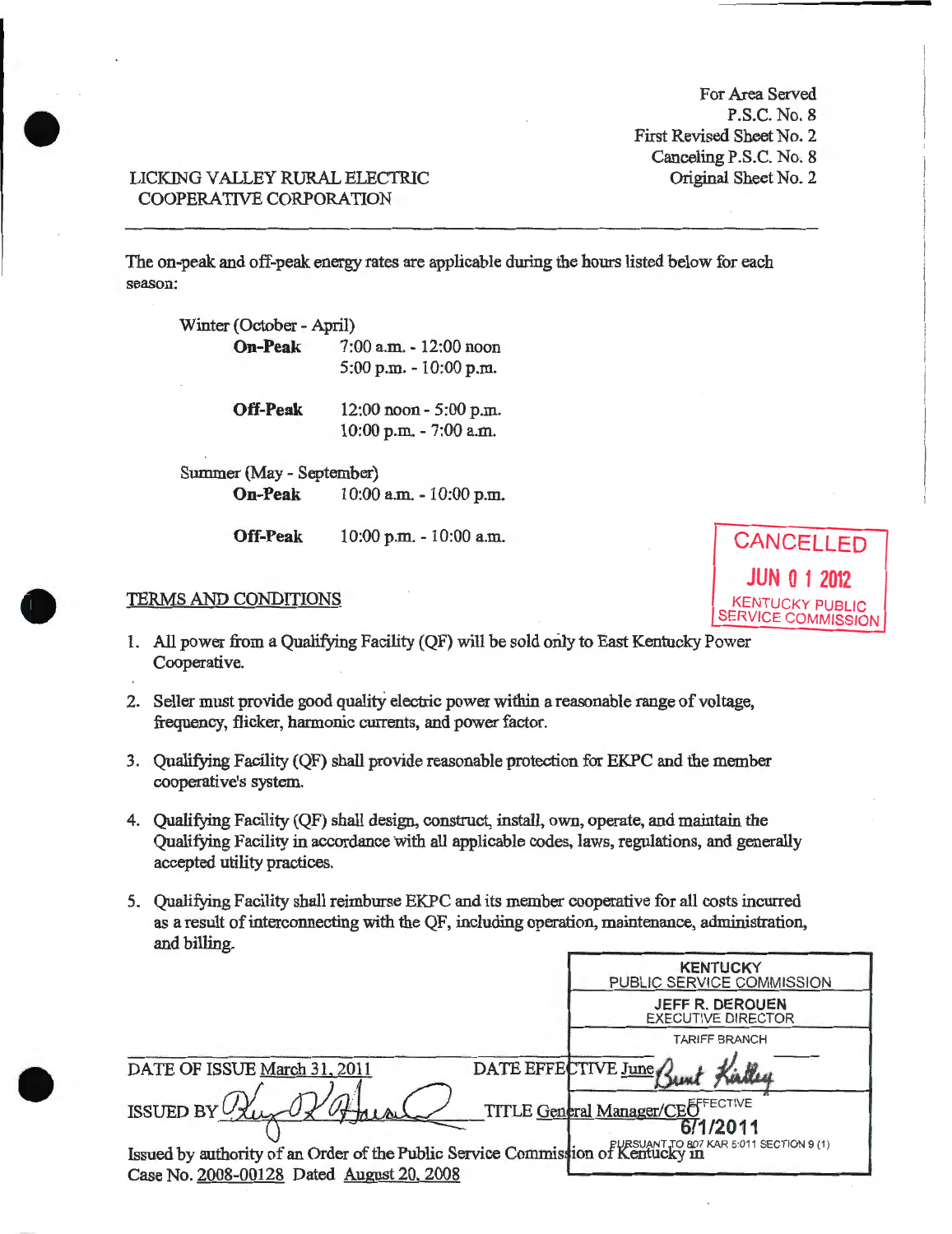For Area Served
P.S.C. No. 8
First Revised Sheet No. 2
Canceling P.S.C. No. 8
Original Sheet No. 2

LICKING VALLEY RURAL ELECTRIC
COOPERATIVE CORPORATION

---

The on-peak and off-peak energy rates are applicable during the hours listed below for each season:

Winter (October - April)

| | |
|---|---|
| **On-Peak** | 7:00 a.m. - 12:00 noon |
| | 5:00 p.m. - 10:00 p.m. |
| **Off-Peak** | 12:00 noon - 5:00 p.m. |
| | 10:00 p.m. - 7:00 a.m. |

Summer (May - September)

| | |
|---|---|
| **On-Peak** | 10:00 a.m. - 10:00 p.m. |
| **Off-Peak** | 10:00 p.m. - 10:00 a.m. |

CANCELLED
JUN 01 2012
KENTUCKY PUBLIC SERVICE COMMISSION

TERMS AND CONDITIONS

1. All power from a Qualifying Facility (QF) will be sold only to East Kentucky Power Cooperative.

2. Seller must provide good quality electric power within a reasonable range of voltage, frequency, flicker, harmonic currents, and power factor.

3. Qualifying Facility (QF) shall provide reasonable protection for EKPC and the member cooperative's system.

4. Qualifying Facility (QF) shall design, construct, install, own, operate, and maintain the Qualifying Facility in accordance with all applicable codes, laws, regulations, and generally accepted utility practices.

5. Qualifying Facility shall reimburse EKPC and its member cooperative for all costs incurred as a result of interconnecting with the QF, including operation, maintenance, administration, and billing.

KENTUCKY PUBLIC SERVICE COMMISSION
JEFF R. DEROUEN
EXECUTIVE DIRECTOR
TARIFF BRANCH
EFFECTIVE
6/1/2011
PURSUANT TO 807 KAR 5:011 SECTION 9 (1)

DATE OF ISSUE March 31, 2011 DATE EFFECTIVE June 1, 2011

ISSUED BY ____________________ TITLE General Manager/CEO

Issued by authority of an Order of the Public Service Commission of Kentucky in Case No. 2008-00128 Dated August 20, 2008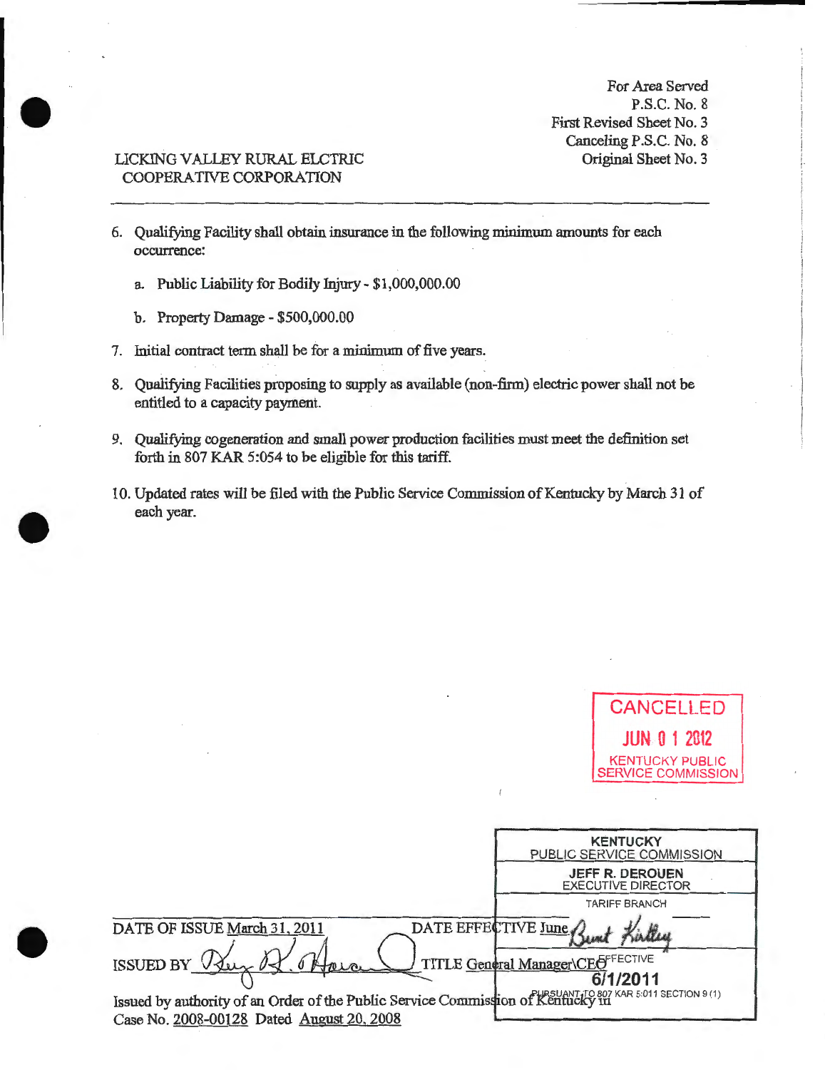For Area Served
P.S.C. No. 8
First Revised Sheet No. 3
Canceling P.S.C. No. 8
Original Sheet No. 3

LICKING VALLEY RURAL ELCTRIC
COOPERATIVE CORPORATION

6. Qualifying Facility shall obtain insurance in the following minimum amounts for each occurrence:

   a. Public Liability for Bodily Injury - $1,000,000.00

   b. Property Damage - $500,000.00

7. Initial contract term shall be for a minimum of five years.

8. Qualifying Facilities proposing to supply as available (non-firm) electric power shall not be entitled to a capacity payment.

9. Qualifying cogeneration and small power production facilities must meet the definition set forth in 807 KAR 5:054 to be eligible for this tariff.

10. Updated rates will be filed with the Public Service Commission of Kentucky by March 31 of each year.

CANCELLED
JUN 0 1 2012
KENTUCKY PUBLIC SERVICE COMMISSION

KENTUCKY
PUBLIC SERVICE COMMISSION
JEFF R. DEROUEN
EXECUTIVE DIRECTOR
TARIFF BRANCH
EFFECTIVE
6/1/2011
PURSUANT TO 807 KAR 5:011 SECTION 9 (1)

DATE OF ISSUE March 31, 2011 DATE EFFECTIVE June

ISSUED BY [signature] TITLE General Manager\CEO

Issued by authority of an Order of the Public Service Commission of Kentucky in Case No. 2008-00128 Dated August 20, 2008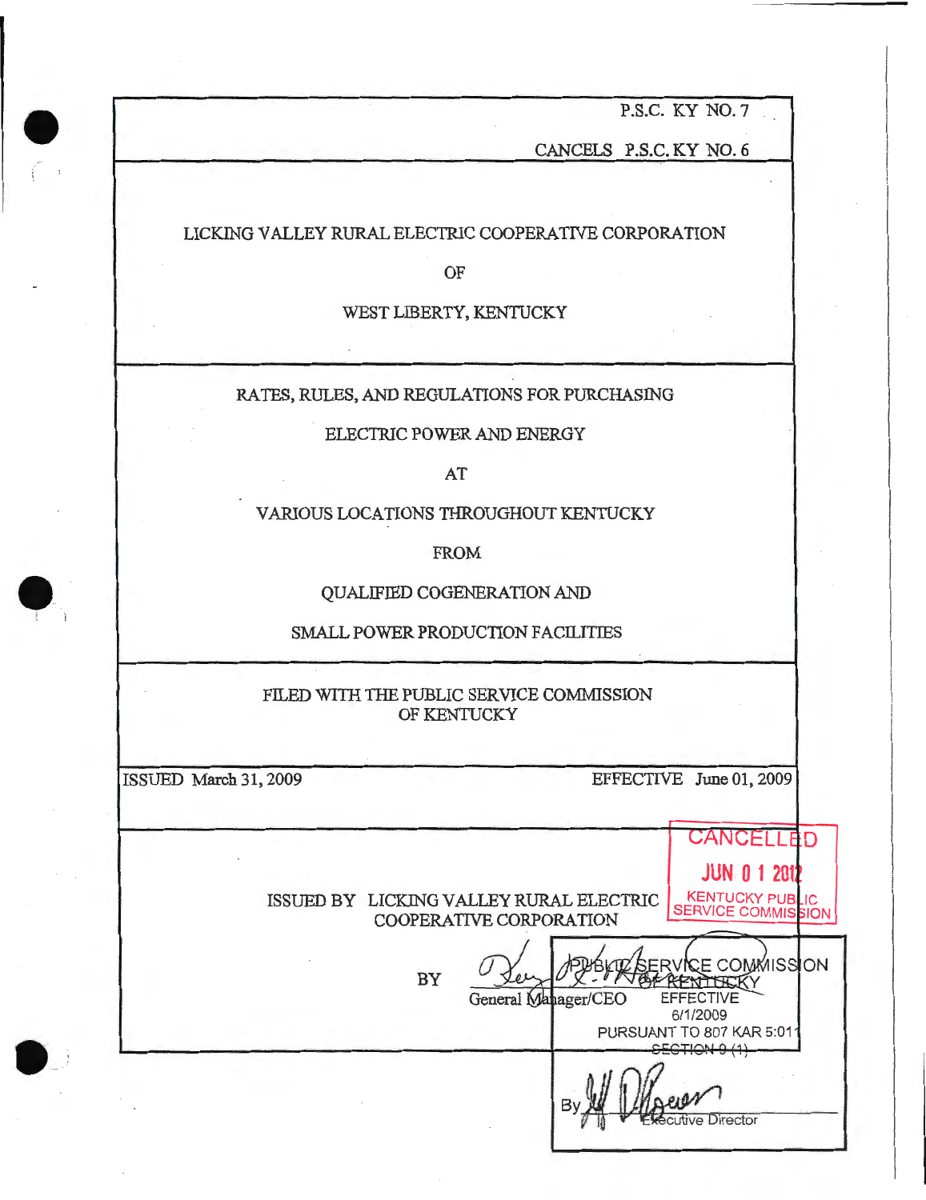P.S.C. KY NO. 7

CANCELS P.S.C. KY NO. 6

LICKING VALLEY RURAL ELECTRIC COOPERATIVE CORPORATION

OF

WEST LIBERTY, KENTUCKY

RATES, RULES, AND REGULATIONS FOR PURCHASING

ELECTRIC POWER AND ENERGY

AT

VARIOUS LOCATIONS THROUGHOUT KENTUCKY

FROM

QUALIFIED COGENERATION AND

SMALL POWER PRODUCTION FACILITIES

FILED WITH THE PUBLIC SERVICE COMMISSION
OF KENTUCKY

ISSUED March 31, 2009 EFFECTIVE June 01, 2009

CANCELLED
JUN 01 2012
KENTUCKY PUBLIC SERVICE COMMISSION

ISSUED BY LICKING VALLEY RURAL ELECTRIC COOPERATIVE CORPORATION

BY _______________
General Manager/CEO

PUBLIC SERVICE COMMISSION OF KENTUCKY
EFFECTIVE
6/1/2009
PURSUANT TO 807 KAR 5:011
SECTION 9 (1)

By _______________
Executive Director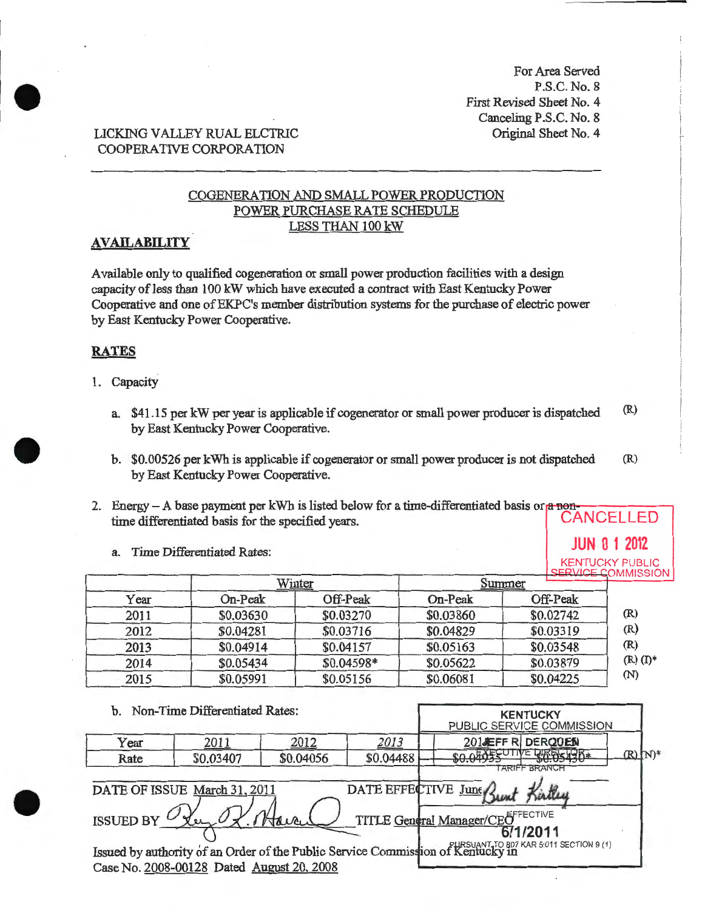For Area Served
P.S.C. No. 8
First Revised Sheet No. 4
Canceling P.S.C. No. 8
Original Sheet No. 4

LICKING VALLEY RUAL ELCTRIC
COOPERATIVE CORPORATION

## COGENERATION AND SMALL POWER PRODUCTION POWER PURCHASE RATE SCHEDULE LESS THAN 100 kW

### AVAILABILITY

Available only to qualified cogeneration or small power production facilities with a design capacity of less than 100 kW which have executed a contract with East Kentucky Power Cooperative and one of EKPC's member distribution systems for the purchase of electric power by East Kentucky Power Cooperative.

### RATES

1. Capacity

   a. $41.15 per kW per year is applicable if cogenerator or small power producer is dispatched by East Kentucky Power Cooperative. (R)

   b. $0.00526 per kWh is applicable if cogenerator or small power producer is not dispatched by East Kentucky Power Cooperative. (R)

2. Energy – A base payment per kWh is listed below for a time-differentiated basis or a non-time differentiated basis for the specified years.

CANCELLED
JUN 0 1 2012
KENTUCKY PUBLIC SERVICE COMMISSION

   a. Time Differentiated Rates:

| | Winter | | Summer | | |
|---|---|---|---|---|---|
| Year | On-Peak | Off-Peak | On-Peak | Off-Peak | |
| 2011 | $0.03630 | $0.03270 | $0.03860 | $0.02742 | (R) |
| 2012 | $0.04281 | $0.03716 | $0.04829 | $0.03319 | (R) |
| 2013 | $0.04914 | $0.04157 | $0.05163 | $0.03548 | (R) |
| 2014 | $0.05434 | $0.04598* | $0.05622 | $0.03879 | (R) (I)* |
| 2015 | $0.05991 | $0.05156 | $0.06081 | $0.04225 | (N) |

   b. Non-Time Differentiated Rates:

| Year | 2011 | 2012 | 2013 | 2014 | 2015 | |
|---|---|---|---|---|---|---|
| Rate | $0.03407 | $0.04056 | $0.04488 | $0.04935 | $0.05430* | (R) (N)* |

DATE OF ISSUE March 31, 2011 DATE EFFECTIVE June 1, 2011

ISSUED BY [signature] TITLE General Manager/CEO

Issued by authority of an Order of the Public Service Commission of Kentucky in Case No. 2008-00128 Dated August 20, 2008

KENTUCKY PUBLIC SERVICE COMMISSION
JEFF R. DEROUEN
EXECUTIVE DIRECTOR
TARIFF BRANCH
Brent Kirtley
EFFECTIVE
6/1/2011
PURSUANT TO 807 KAR 5:011 SECTION 9 (1)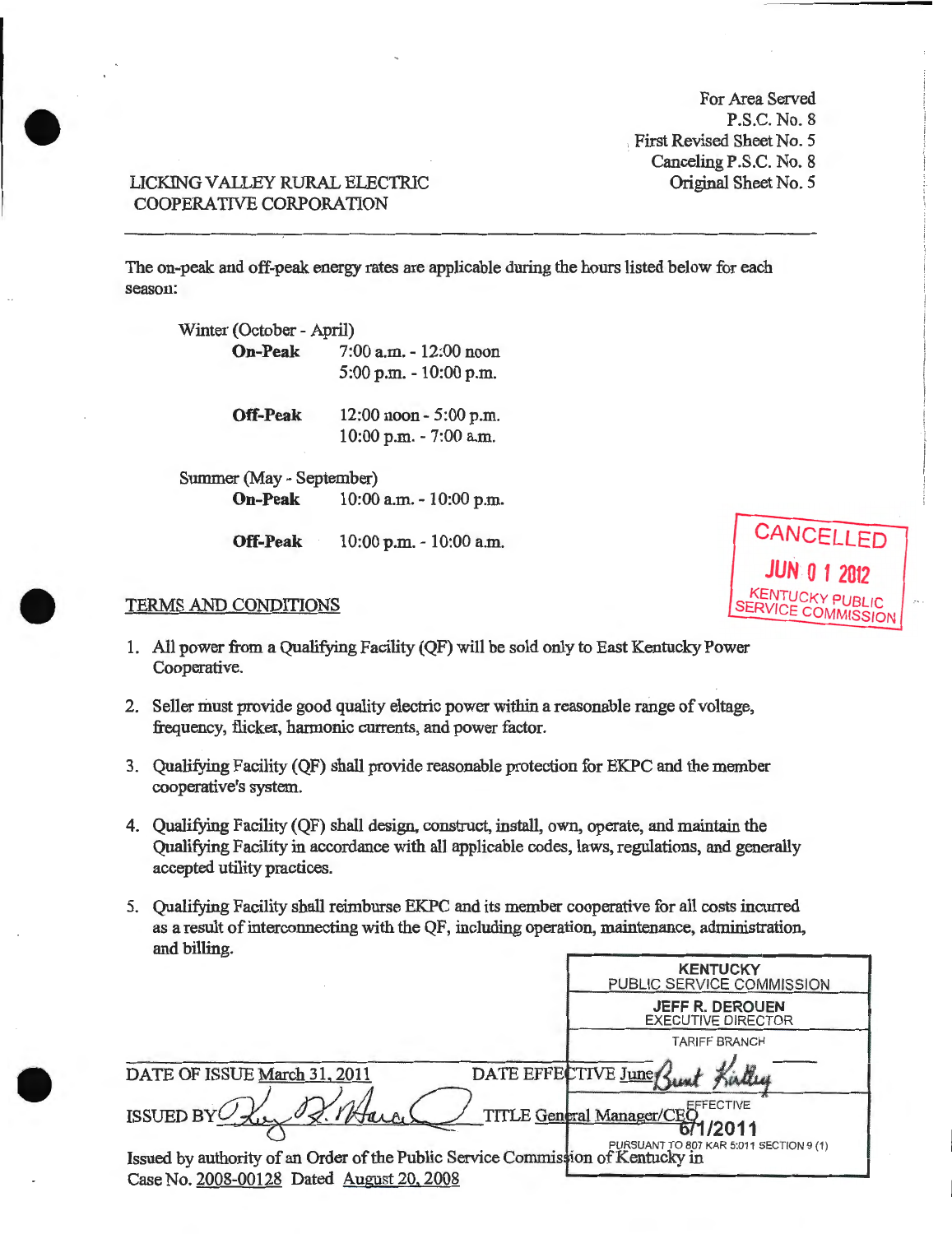For Area Served
P.S.C. No. 8
First Revised Sheet No. 5
Canceling P.S.C. No. 8
Original Sheet No. 5

LICKING VALLEY RURAL ELECTRIC COOPERATIVE CORPORATION

---

The on-peak and off-peak energy rates are applicable during the hours listed below for each season:

Winter (October - April)

| | |
|---|---|
| **On-Peak** | 7:00 a.m. - 12:00 noon |
| | 5:00 p.m. - 10:00 p.m. |
| **Off-Peak** | 12:00 noon - 5:00 p.m. |
| | 10:00 p.m. - 7:00 a.m. |

Summer (May - September)

| | |
|---|---|
| **On-Peak** | 10:00 a.m. - 10:00 p.m. |
| **Off-Peak** | 10:00 p.m. - 10:00 a.m. |

CANCELLED
JUN 01 2012
KENTUCKY PUBLIC SERVICE COMMISSION

TERMS AND CONDITIONS

1. All power from a Qualifying Facility (QF) will be sold only to East Kentucky Power Cooperative.
2. Seller must provide good quality electric power within a reasonable range of voltage, frequency, flicker, harmonic currents, and power factor.
3. Qualifying Facility (QF) shall provide reasonable protection for EKPC and the member cooperative's system.
4. Qualifying Facility (QF) shall design, construct, install, own, operate, and maintain the Qualifying Facility in accordance with all applicable codes, laws, regulations, and generally accepted utility practices.
5. Qualifying Facility shall reimburse EKPC and its member cooperative for all costs incurred as a result of interconnecting with the QF, including operation, maintenance, administration, and billing.

KENTUCKY PUBLIC SERVICE COMMISSION
JEFF R. DEROUEN
EXECUTIVE DIRECTOR
TARIFF BRANCH
EFFECTIVE
6/1/2011
PURSUANT TO 807 KAR 5:011 SECTION 9 (1)

DATE OF ISSUE March 31, 2011 DATE EFFECTIVE June 1, 2011

ISSUED BY [signature] TITLE General Manager/CEO

Issued by authority of an Order of the Public Service Commission of Kentucky in Case No. 2008-00128 Dated August 20, 2008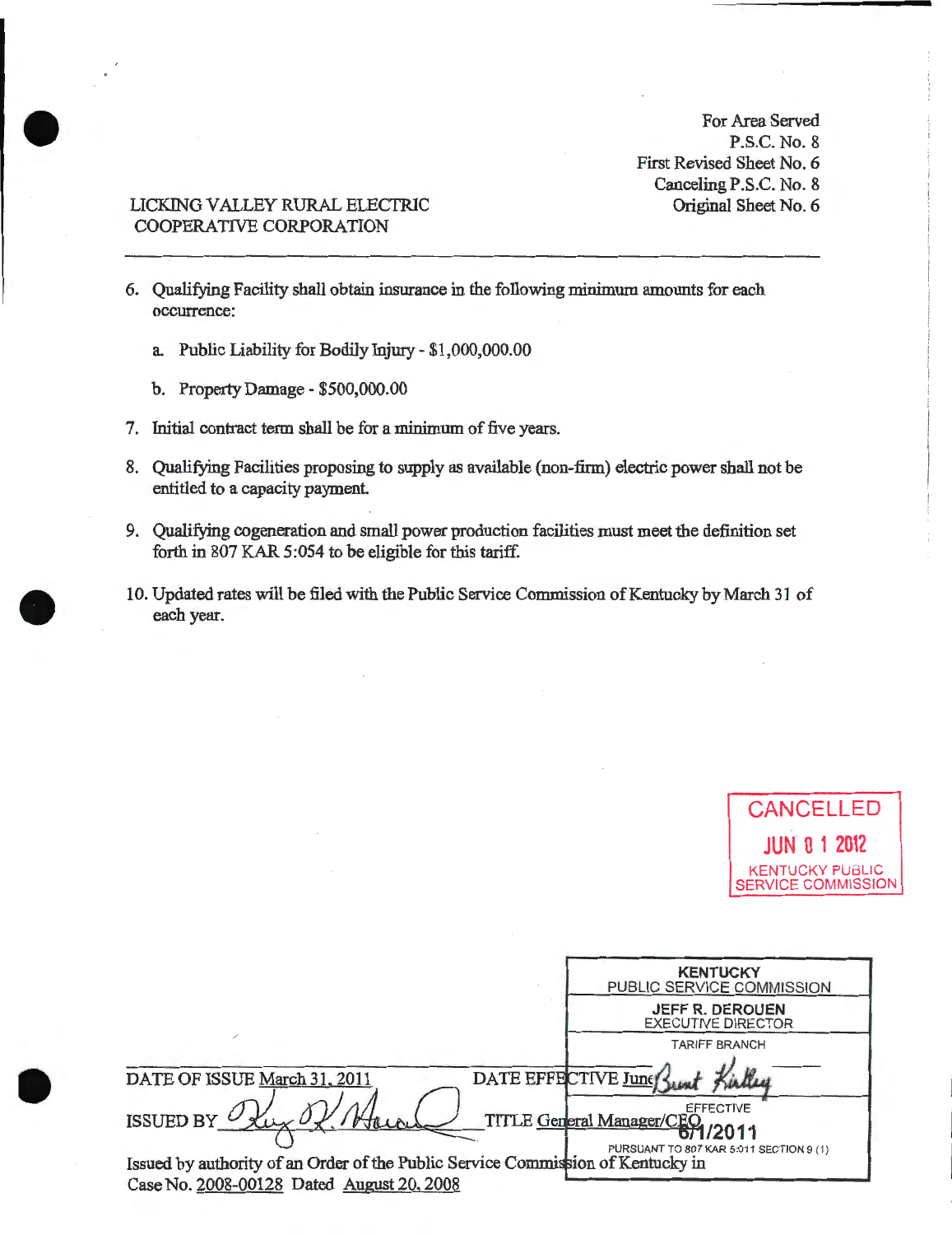For Area Served
P.S.C. No. 8
First Revised Sheet No. 6
Canceling P.S.C. No. 8
Original Sheet No. 6

LICKING VALLEY RURAL ELECTRIC
COOPERATIVE CORPORATION

6. Qualifying Facility shall obtain insurance in the following minimum amounts for each occurrence:

   a. Public Liability for Bodily Injury - $1,000,000.00

   b. Property Damage - $500,000.00

7. Initial contract term shall be for a minimum of five years.

8. Qualifying Facilities proposing to supply as available (non-firm) electric power shall not be entitled to a capacity payment.

9. Qualifying cogeneration and small power production facilities must meet the definition set forth in 807 KAR 5:054 to be eligible for this tariff.

10. Updated rates will be filed with the Public Service Commission of Kentucky by March 31 of each year.

CANCELLED
JUN 0 1 2012
KENTUCKY PUBLIC SERVICE COMMISSION

KENTUCKY PUBLIC SERVICE COMMISSION
JEFF R. DEROUEN
EXECUTIVE DIRECTOR
TARIFF BRANCH
EFFECTIVE
6/1/2011
PURSUANT TO 807 KAR 5:011 SECTION 9 (1)

DATE OF ISSUE March 31, 2011 DATE EFFECTIVE June

ISSUED BY TITLE General Manager/CEO

Issued by authority of an Order of the Public Service Commission of Kentucky in Case No. 2008-00128 Dated August 20, 2008